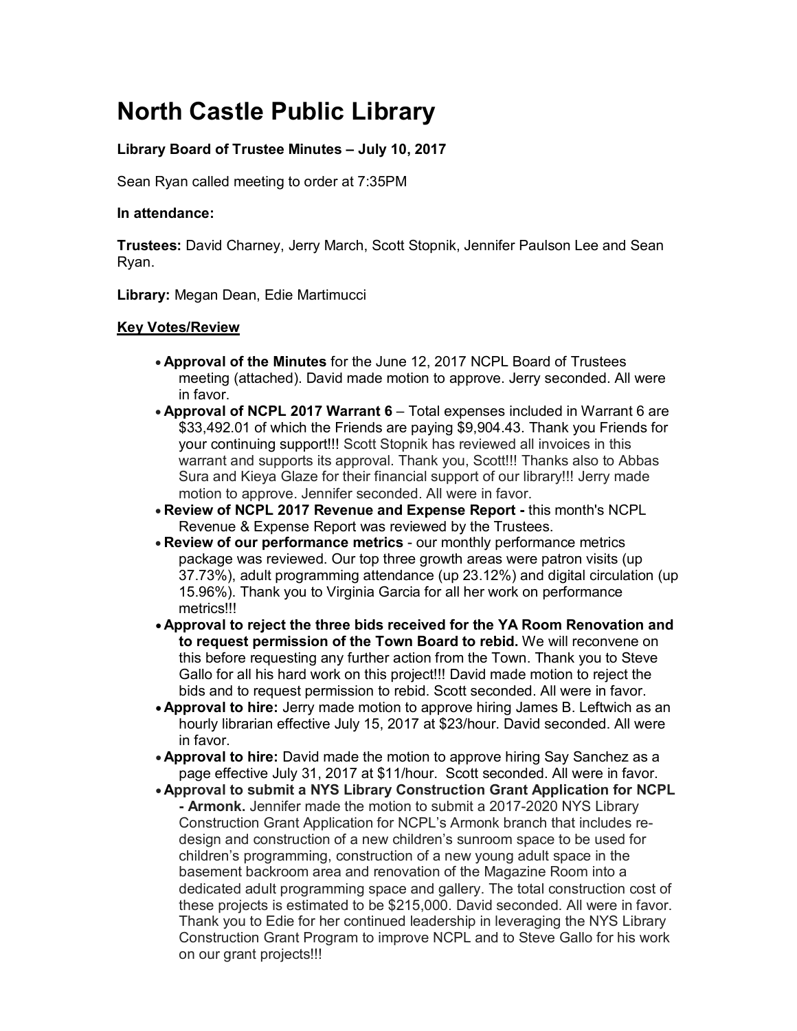# North Castle Public Library

**Library Board of Trustee Minutes – July 10, 2017**

Sean Ryan called meeting to order at 7:35PM

**In attendance:**

**Trustees:** David Charney, Jerry March, Scott Stopnik, Jennifer Paulson Lee and Sean Ryan.

**Library:** Megan Dean, Edie Martimucci

**Key Votes/Review**

- **Approval of the Minutes** for the June 12, 2017 NCPL Board of Trustees meeting (attached). David made motion to approve. Jerry seconded. All were in favor.
- **Approval of NCPL 2017 Warrant 6** – Total expenses included in Warrant 6 are $33,492.01 of which the Friends are paying $9,904.43. Thank you Friends for your continuing support!!! Scott Stopnik has reviewed all invoices in this warrant and supports its approval. Thank you, Scott!!! Thanks also to Abbas Sura and Kieya Glaze for their financial support of our library!!! Jerry made motion to approve. Jennifer seconded. All were in favor.
- **Review of NCPL 2017 Revenue and Expense Report -** this month's NCPL Revenue & Expense Report was reviewed by the Trustees.
- **Review of our performance metrics** - our monthly performance metrics package was reviewed. Our top three growth areas were patron visits (up 37.73%), adult programming attendance (up 23.12%) and digital circulation (up 15.96%). Thank you to Virginia Garcia for all her work on performance metrics!!!
- **Approval to reject the three bids received for the YA Room Renovation and to request permission of the Town Board to rebid.** We will reconvene on this before requesting any further action from the Town. Thank you to Steve Gallo for all his hard work on this project!!! David made motion to reject the bids and to request permission to rebid. Scott seconded. All were in favor.
- **Approval to hire:** Jerry made motion to approve hiring James B. Leftwich as an hourly librarian effective July 15, 2017 at $23/hour. David seconded. All were in favor.
- **Approval to hire:** David made the motion to approve hiring Say Sanchez as a page effective July 31, 2017 at $11/hour. Scott seconded. All were in favor.
- **Approval to submit a NYS Library Construction Grant Application for NCPL - Armonk.** Jennifer made the motion to submit a 2017-2020 NYS Library Construction Grant Application for NCPL's Armonk branch that includes re-design and construction of a new children's sunroom space to be used for children's programming, construction of a new young adult space in the basement backroom area and renovation of the Magazine Room into a dedicated adult programming space and gallery. The total construction cost of these projects is estimated to be $215,000. David seconded. All were in favor. Thank you to Edie for her continued leadership in leveraging the NYS Library Construction Grant Program to improve NCPL and to Steve Gallo for his work on our grant projects!!!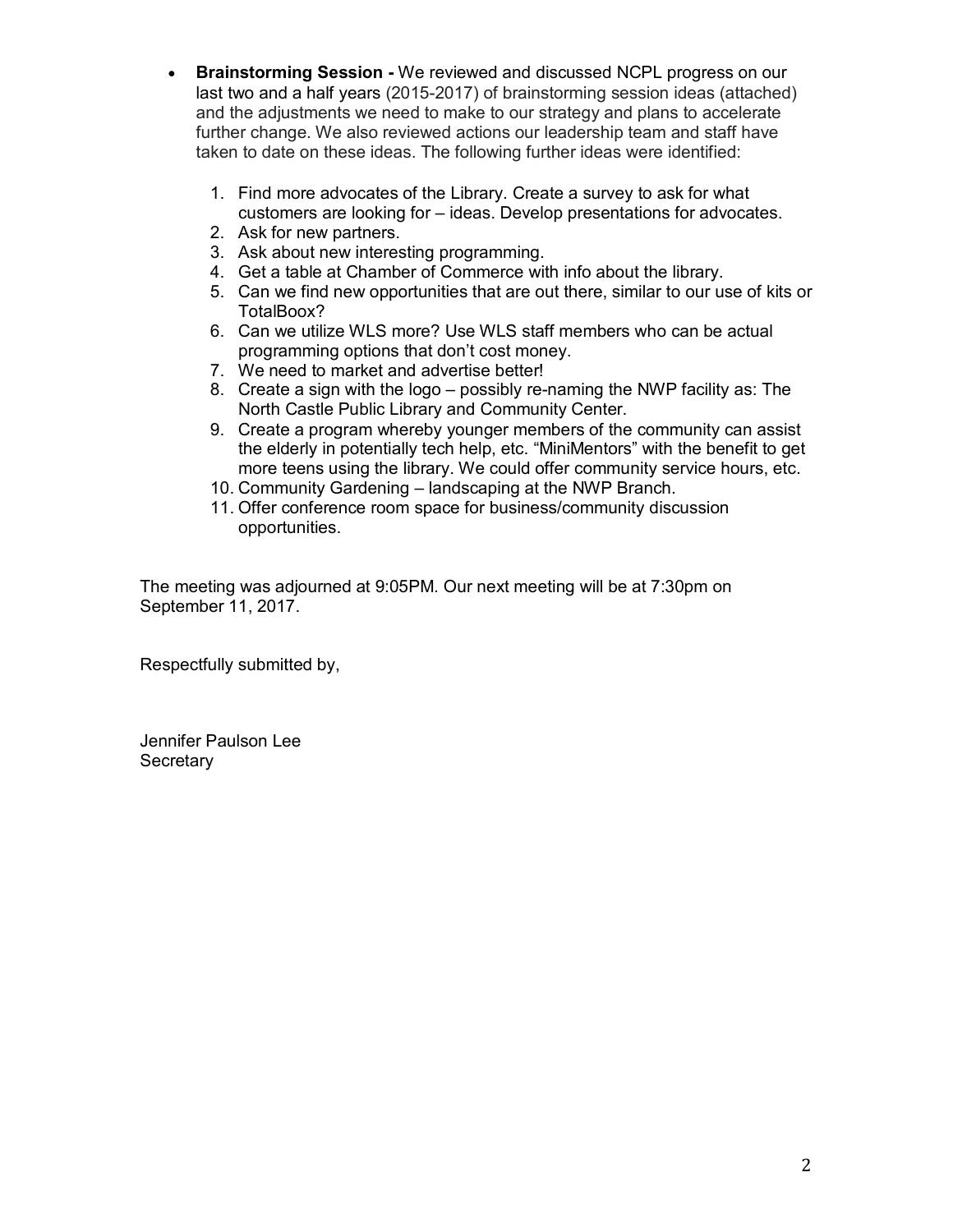- **Brainstorming Session -** We reviewed and discussed NCPL progress on our last two and a half years (2015-2017) of brainstorming session ideas (attached) and the adjustments we need to make to our strategy and plans to accelerate further change. We also reviewed actions our leadership team and staff have taken to date on these ideas. The following further ideas were identified:

  1. Find more advocates of the Library. Create a survey to ask for what customers are looking for – ideas. Develop presentations for advocates.
  2. Ask for new partners.
  3. Ask about new interesting programming.
  4. Get a table at Chamber of Commerce with info about the library.
  5. Can we find new opportunities that are out there, similar to our use of kits or TotalBoox?
  6. Can we utilize WLS more? Use WLS staff members who can be actual programming options that don't cost money.
  7. We need to market and advertise better!
  8. Create a sign with the logo – possibly re-naming the NWP facility as: The North Castle Public Library and Community Center.
  9. Create a program whereby younger members of the community can assist the elderly in potentially tech help, etc. "MiniMentors" with the benefit to get more teens using the library. We could offer community service hours, etc.
  10. Community Gardening – landscaping at the NWP Branch.
  11. Offer conference room space for business/community discussion opportunities.

The meeting was adjourned at 9:05PM. Our next meeting will be at 7:30pm on September 11, 2017.

Respectfully submitted by,

Jennifer Paulson Lee
Secretary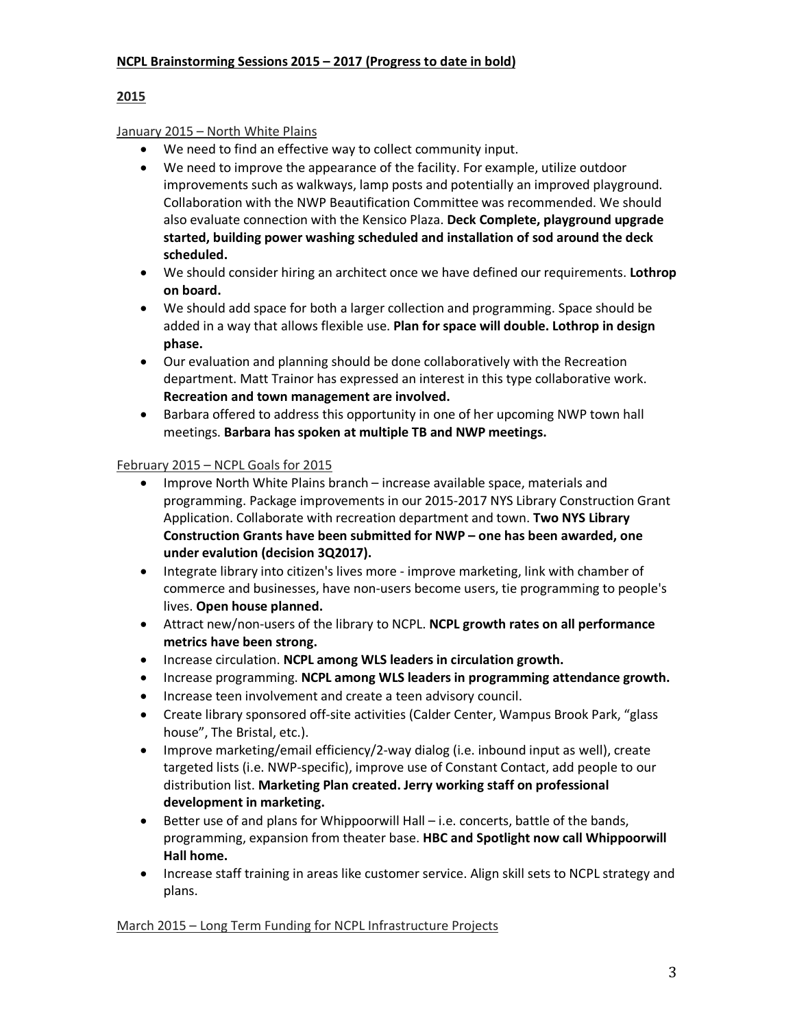**NCPL Brainstorming Sessions 2015 – 2017 (Progress to date in bold)**

**2015**

January 2015 – North White Plains

- We need to find an effective way to collect community input.
- We need to improve the appearance of the facility. For example, utilize outdoor improvements such as walkways, lamp posts and potentially an improved playground. Collaboration with the NWP Beautification Committee was recommended. We should also evaluate connection with the Kensico Plaza. **Deck Complete, playground upgrade started, building power washing scheduled and installation of sod around the deck scheduled.**
- We should consider hiring an architect once we have defined our requirements. **Lothrop on board.**
- We should add space for both a larger collection and programming. Space should be added in a way that allows flexible use. **Plan for space will double. Lothrop in design phase.**
- Our evaluation and planning should be done collaboratively with the Recreation department. Matt Trainor has expressed an interest in this type collaborative work. **Recreation and town management are involved.**
- Barbara offered to address this opportunity in one of her upcoming NWP town hall meetings. **Barbara has spoken at multiple TB and NWP meetings.**

February 2015 – NCPL Goals for 2015

- Improve North White Plains branch – increase available space, materials and programming. Package improvements in our 2015-2017 NYS Library Construction Grant Application. Collaborate with recreation department and town. **Two NYS Library Construction Grants have been submitted for NWP – one has been awarded, one under evalution (decision 3Q2017).**
- Integrate library into citizen's lives more - improve marketing, link with chamber of commerce and businesses, have non-users become users, tie programming to people's lives. **Open house planned.**
- Attract new/non-users of the library to NCPL. **NCPL growth rates on all performance metrics have been strong.**
- Increase circulation. **NCPL among WLS leaders in circulation growth.**
- Increase programming. **NCPL among WLS leaders in programming attendance growth.**
- Increase teen involvement and create a teen advisory council.
- Create library sponsored off-site activities (Calder Center, Wampus Brook Park, "glass house", The Bristal, etc.).
- Improve marketing/email efficiency/2-way dialog (i.e. inbound input as well), create targeted lists (i.e. NWP-specific), improve use of Constant Contact, add people to our distribution list. **Marketing Plan created. Jerry working staff on professional development in marketing.**
- Better use of and plans for Whippoorwill Hall – i.e. concerts, battle of the bands, programming, expansion from theater base. **HBC and Spotlight now call Whippoorwill Hall home.**
- Increase staff training in areas like customer service. Align skill sets to NCPL strategy and plans.

March 2015 – Long Term Funding for NCPL Infrastructure Projects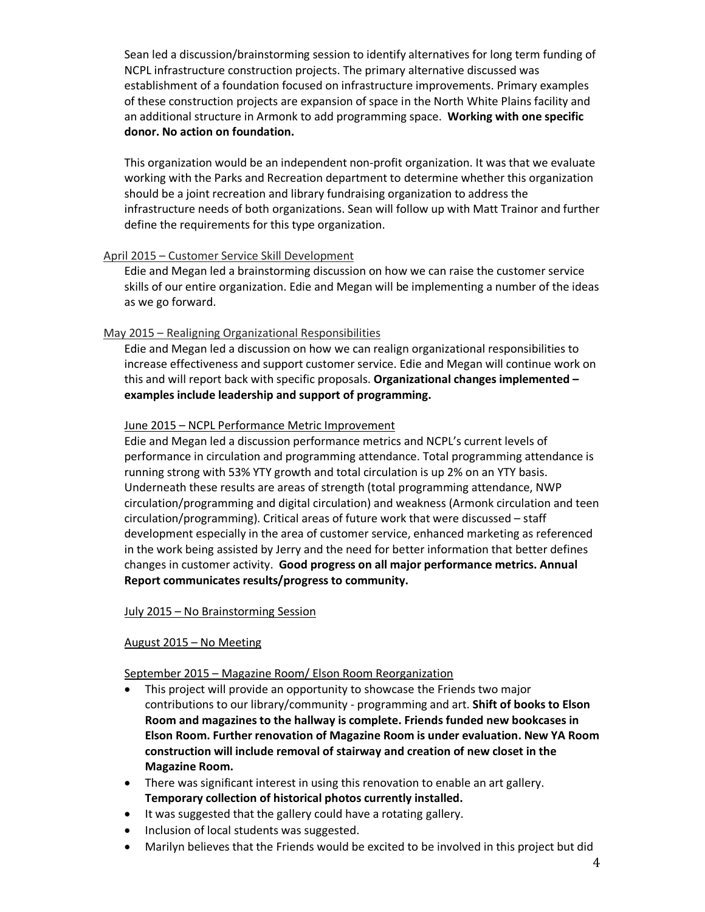Sean led a discussion/brainstorming session to identify alternatives for long term funding of NCPL infrastructure construction projects. The primary alternative discussed was establishment of a foundation focused on infrastructure improvements. Primary examples of these construction projects are expansion of space in the North White Plains facility and an additional structure in Armonk to add programming space. **Working with one specific donor. No action on foundation.**

This organization would be an independent non-profit organization. It was that we evaluate working with the Parks and Recreation department to determine whether this organization should be a joint recreation and library fundraising organization to address the infrastructure needs of both organizations. Sean will follow up with Matt Trainor and further define the requirements for this type organization.

<u>April 2015 – Customer Service Skill Development</u>

Edie and Megan led a brainstorming discussion on how we can raise the customer service skills of our entire organization. Edie and Megan will be implementing a number of the ideas as we go forward.

<u>May 2015 – Realigning Organizational Responsibilities</u>

Edie and Megan led a discussion on how we can realign organizational responsibilities to increase effectiveness and support customer service. Edie and Megan will continue work on this and will report back with specific proposals. **Organizational changes implemented – examples include leadership and support of programming.**

<u>June 2015 – NCPL Performance Metric Improvement</u>

Edie and Megan led a discussion performance metrics and NCPL's current levels of performance in circulation and programming attendance. Total programming attendance is running strong with 53% YTY growth and total circulation is up 2% on an YTY basis. Underneath these results are areas of strength (total programming attendance, NWP circulation/programming and digital circulation) and weakness (Armonk circulation and teen circulation/programming). Critical areas of future work that were discussed – staff development especially in the area of customer service, enhanced marketing as referenced in the work being assisted by Jerry and the need for better information that better defines changes in customer activity. **Good progress on all major performance metrics. Annual Report communicates results/progress to community.**

<u>July 2015 – No Brainstorming Session</u>

<u>August 2015 – No Meeting</u>

<u>September 2015 – Magazine Room/ Elson Room Reorganization</u>

- This project will provide an opportunity to showcase the Friends two major contributions to our library/community - programming and art. **Shift of books to Elson Room and magazines to the hallway is complete. Friends funded new bookcases in Elson Room. Further renovation of Magazine Room is under evaluation. New YA Room construction will include removal of stairway and creation of new closet in the Magazine Room.**
- There was significant interest in using this renovation to enable an art gallery. **Temporary collection of historical photos currently installed.**
- It was suggested that the gallery could have a rotating gallery.
- Inclusion of local students was suggested.
- Marilyn believes that the Friends would be excited to be involved in this project but did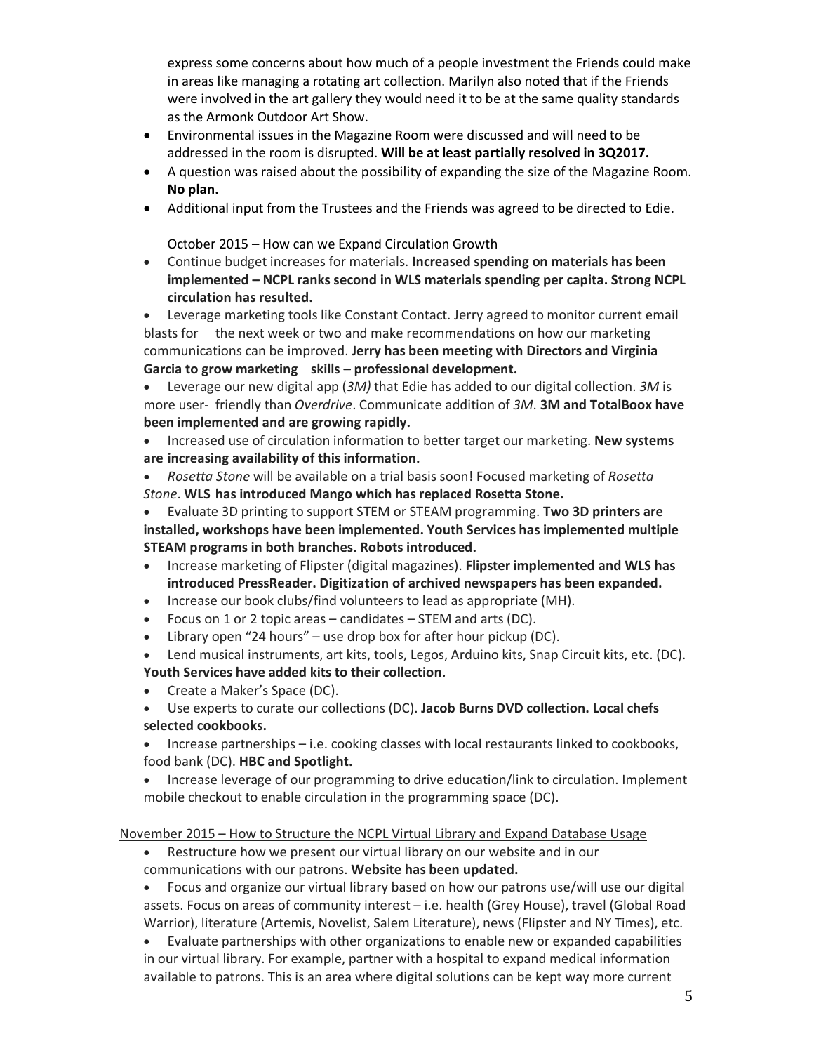express some concerns about how much of a people investment the Friends could make in areas like managing a rotating art collection. Marilyn also noted that if the Friends were involved in the art gallery they would need it to be at the same quality standards as the Armonk Outdoor Art Show.

- Environmental issues in the Magazine Room were discussed and will need to be addressed in the room is disrupted. **Will be at least partially resolved in 3Q2017.**
- A question was raised about the possibility of expanding the size of the Magazine Room. **No plan.**
- Additional input from the Trustees and the Friends was agreed to be directed to Edie.

October 2015 – How can we Expand Circulation Growth

- Continue budget increases for materials. **Increased spending on materials has been implemented – NCPL ranks second in WLS materials spending per capita. Strong NCPL circulation has resulted.**
- Leverage marketing tools like Constant Contact. Jerry agreed to monitor current email blasts for the next week or two and make recommendations on how our marketing communications can be improved. **Jerry has been meeting with Directors and Virginia Garcia to grow marketing skills – professional development.**
- Leverage our new digital app (*3M)* that Edie has added to our digital collection. *3M* is more user- friendly than *Overdrive*. Communicate addition of *3M*. **3M and TotalBoox have been implemented and are growing rapidly.**
- Increased use of circulation information to better target our marketing. **New systems are increasing availability of this information.**
- *Rosetta Stone* will be available on a trial basis soon! Focused marketing of *Rosetta Stone*. **WLS has introduced Mango which has replaced Rosetta Stone.**
- Evaluate 3D printing to support STEM or STEAM programming. **Two 3D printers are installed, workshops have been implemented. Youth Services has implemented multiple STEAM programs in both branches. Robots introduced.**
- Increase marketing of Flipster (digital magazines). **Flipster implemented and WLS has introduced PressReader. Digitization of archived newspapers has been expanded.**
- Increase our book clubs/find volunteers to lead as appropriate (MH).
- Focus on 1 or 2 topic areas – candidates – STEM and arts (DC).
- Library open "24 hours" – use drop box for after hour pickup (DC).
- Lend musical instruments, art kits, tools, Legos, Arduino kits, Snap Circuit kits, etc. (DC). **Youth Services have added kits to their collection.**
- Create a Maker's Space (DC).
- Use experts to curate our collections (DC). **Jacob Burns DVD collection. Local chefs selected cookbooks.**
- Increase partnerships – i.e. cooking classes with local restaurants linked to cookbooks, food bank (DC). **HBC and Spotlight.**
- Increase leverage of our programming to drive education/link to circulation. Implement mobile checkout to enable circulation in the programming space (DC).

November 2015 – How to Structure the NCPL Virtual Library and Expand Database Usage

- Restructure how we present our virtual library on our website and in our communications with our patrons. **Website has been updated.**
- Focus and organize our virtual library based on how our patrons use/will use our digital assets. Focus on areas of community interest – i.e. health (Grey House), travel (Global Road Warrior), literature (Artemis, Novelist, Salem Literature), news (Flipster and NY Times), etc.
- Evaluate partnerships with other organizations to enable new or expanded capabilities in our virtual library. For example, partner with a hospital to expand medical information available to patrons. This is an area where digital solutions can be kept way more current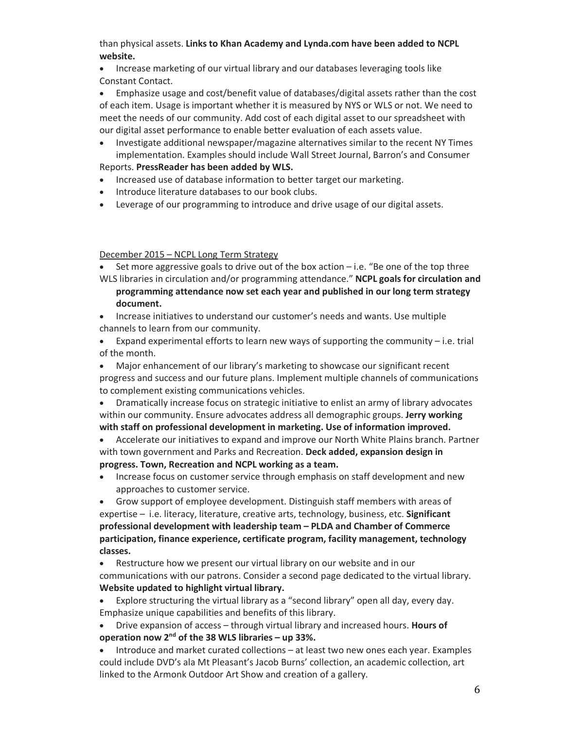than physical assets. **Links to Khan Academy and Lynda.com have been added to NCPL website.**

- Increase marketing of our virtual library and our databases leveraging tools like Constant Contact.
- Emphasize usage and cost/benefit value of databases/digital assets rather than the cost of each item. Usage is important whether it is measured by NYS or WLS or not. We need to meet the needs of our community. Add cost of each digital asset to our spreadsheet with our digital asset performance to enable better evaluation of each assets value.
- Investigate additional newspaper/magazine alternatives similar to the recent NY Times implementation. Examples should include Wall Street Journal, Barron's and Consumer Reports. **PressReader has been added by WLS.**
- Increased use of database information to better target our marketing.
- Introduce literature databases to our book clubs.
- Leverage of our programming to introduce and drive usage of our digital assets.

<u>December 2015 – NCPL Long Term Strategy</u>

- Set more aggressive goals to drive out of the box action – i.e. "Be one of the top three WLS libraries in circulation and/or programming attendance." **NCPL goals for circulation and programming attendance now set each year and published in our long term strategy document.**
- Increase initiatives to understand our customer's needs and wants. Use multiple channels to learn from our community.
- Expand experimental efforts to learn new ways of supporting the community – i.e. trial of the month.
- Major enhancement of our library's marketing to showcase our significant recent progress and success and our future plans. Implement multiple channels of communications to complement existing communications vehicles.
- Dramatically increase focus on strategic initiative to enlist an army of library advocates within our community. Ensure advocates address all demographic groups. **Jerry working with staff on professional development in marketing. Use of information improved.**
- Accelerate our initiatives to expand and improve our North White Plains branch. Partner with town government and Parks and Recreation. **Deck added, expansion design in progress. Town, Recreation and NCPL working as a team.**
- Increase focus on customer service through emphasis on staff development and new approaches to customer service.
- Grow support of employee development. Distinguish staff members with areas of expertise – i.e. literacy, literature, creative arts, technology, business, etc. **Significant professional development with leadership team – PLDA and Chamber of Commerce participation, finance experience, certificate program, facility management, technology classes.**
- Restructure how we present our virtual library on our website and in our communications with our patrons. Consider a second page dedicated to the virtual library. **Website updated to highlight virtual library.**
- Explore structuring the virtual library as a "second library" open all day, every day. Emphasize unique capabilities and benefits of this library.
- Drive expansion of access – through virtual library and increased hours. **Hours of operation now 2nd of the 38 WLS libraries – up 33%.**
- Introduce and market curated collections – at least two new ones each year. Examples could include DVD's ala Mt Pleasant's Jacob Burns' collection, an academic collection, art linked to the Armonk Outdoor Art Show and creation of a gallery.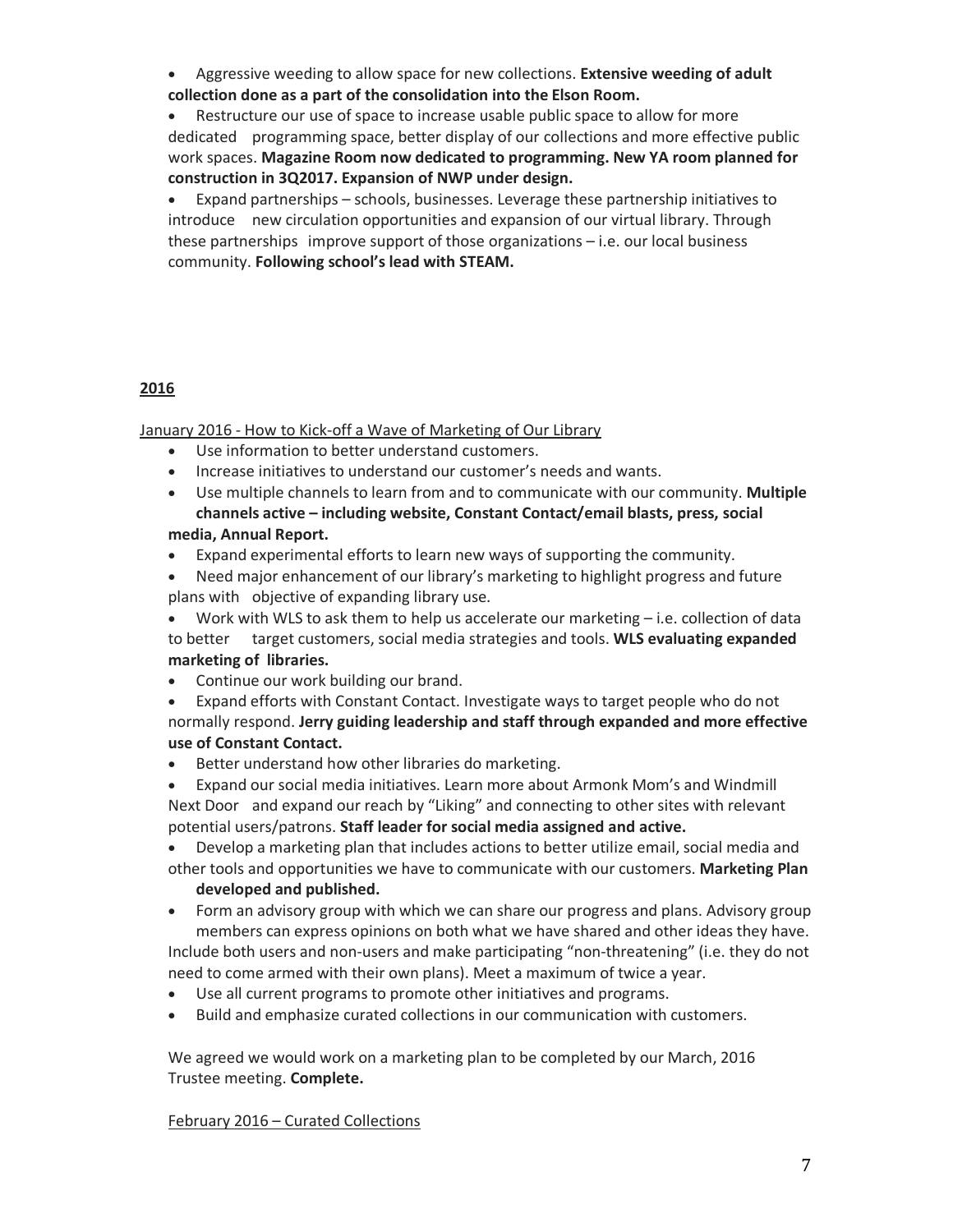- Aggressive weeding to allow space for new collections. **Extensive weeding of adult collection done as a part of the consolidation into the Elson Room.**
- Restructure our use of space to increase usable public space to allow for more dedicated programming space, better display of our collections and more effective public work spaces. **Magazine Room now dedicated to programming. New YA room planned for construction in 3Q2017. Expansion of NWP under design.**
- Expand partnerships – schools, businesses. Leverage these partnership initiatives to introduce new circulation opportunities and expansion of our virtual library. Through these partnerships improve support of those organizations – i.e. our local business community. **Following school's lead with STEAM.**

## 2016

January 2016 - How to Kick-off a Wave of Marketing of Our Library

- Use information to better understand customers.
- Increase initiatives to understand our customer's needs and wants.
- Use multiple channels to learn from and to communicate with our community. **Multiple channels active – including website, Constant Contact/email blasts, press, social media, Annual Report.**
- Expand experimental efforts to learn new ways of supporting the community.
- Need major enhancement of our library's marketing to highlight progress and future plans with objective of expanding library use.
- Work with WLS to ask them to help us accelerate our marketing – i.e. collection of data to better target customers, social media strategies and tools. **WLS evaluating expanded marketing of libraries.**
- Continue our work building our brand.
- Expand efforts with Constant Contact. Investigate ways to target people who do not normally respond. **Jerry guiding leadership and staff through expanded and more effective use of Constant Contact.**
- Better understand how other libraries do marketing.
- Expand our social media initiatives. Learn more about Armonk Mom's and Windmill Next Door and expand our reach by "Liking" and connecting to other sites with relevant potential users/patrons. **Staff leader for social media assigned and active.**
- Develop a marketing plan that includes actions to better utilize email, social media and other tools and opportunities we have to communicate with our customers. **Marketing Plan developed and published.**
- Form an advisory group with which we can share our progress and plans. Advisory group members can express opinions on both what we have shared and other ideas they have. Include both users and non-users and make participating "non-threatening" (i.e. they do not need to come armed with their own plans). Meet a maximum of twice a year.
- Use all current programs to promote other initiatives and programs.
- Build and emphasize curated collections in our communication with customers.

We agreed we would work on a marketing plan to be completed by our March, 2016 Trustee meeting. **Complete.**

February 2016 – Curated Collections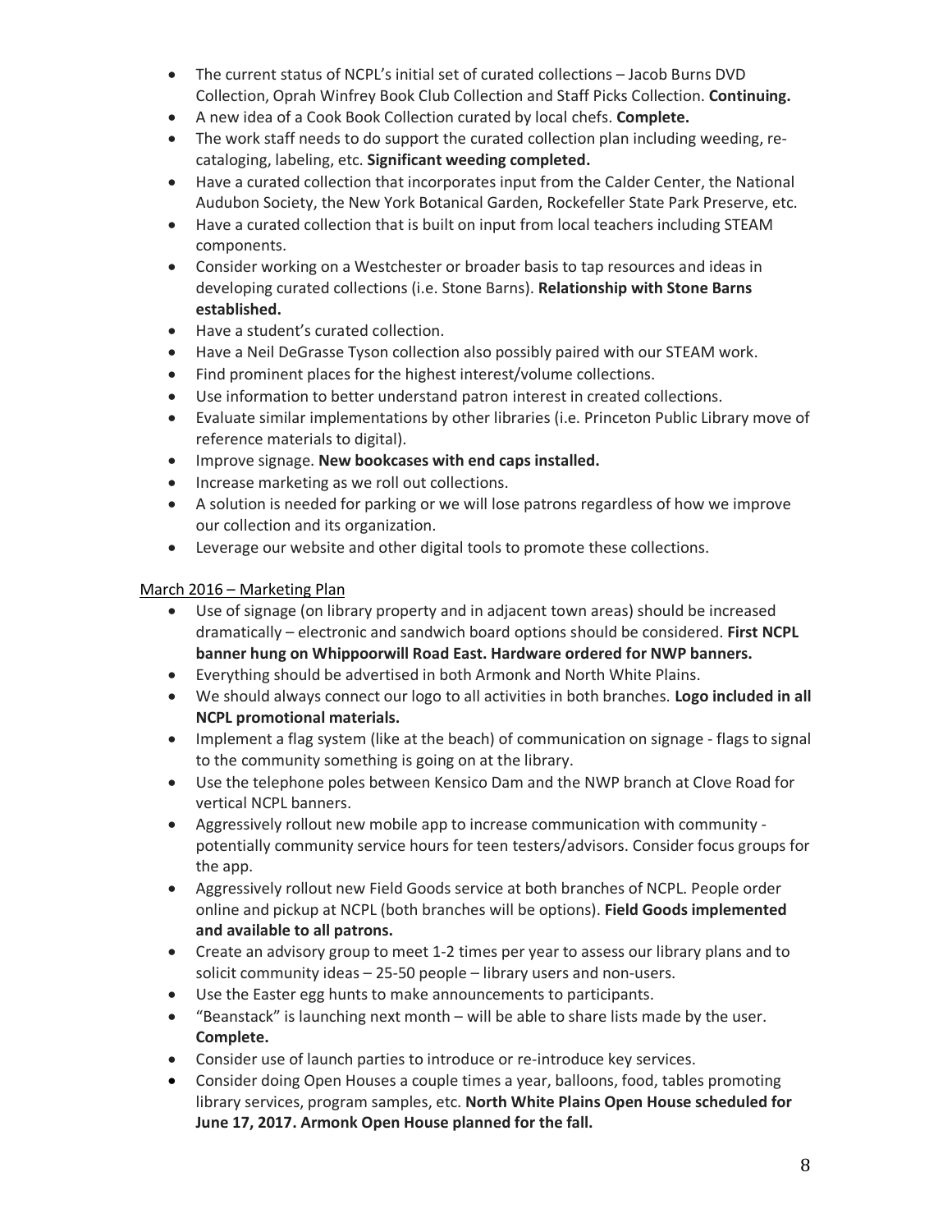- The current status of NCPL's initial set of curated collections – Jacob Burns DVD Collection, Oprah Winfrey Book Club Collection and Staff Picks Collection. **Continuing.**
- A new idea of a Cook Book Collection curated by local chefs. **Complete.**
- The work staff needs to do support the curated collection plan including weeding, re-cataloging, labeling, etc. **Significant weeding completed.**
- Have a curated collection that incorporates input from the Calder Center, the National Audubon Society, the New York Botanical Garden, Rockefeller State Park Preserve, etc.
- Have a curated collection that is built on input from local teachers including STEAM components.
- Consider working on a Westchester or broader basis to tap resources and ideas in developing curated collections (i.e. Stone Barns). **Relationship with Stone Barns established.**
- Have a student's curated collection.
- Have a Neil DeGrasse Tyson collection also possibly paired with our STEAM work.
- Find prominent places for the highest interest/volume collections.
- Use information to better understand patron interest in created collections.
- Evaluate similar implementations by other libraries (i.e. Princeton Public Library move of reference materials to digital).
- Improve signage. **New bookcases with end caps installed.**
- Increase marketing as we roll out collections.
- A solution is needed for parking or we will lose patrons regardless of how we improve our collection and its organization.
- Leverage our website and other digital tools to promote these collections.

<u>March 2016 – Marketing Plan</u>

- Use of signage (on library property and in adjacent town areas) should be increased dramatically – electronic and sandwich board options should be considered. **First NCPL banner hung on Whippoorwill Road East. Hardware ordered for NWP banners.**
- Everything should be advertised in both Armonk and North White Plains.
- We should always connect our logo to all activities in both branches. **Logo included in all NCPL promotional materials.**
- Implement a flag system (like at the beach) of communication on signage - flags to signal to the community something is going on at the library.
- Use the telephone poles between Kensico Dam and the NWP branch at Clove Road for vertical NCPL banners.
- Aggressively rollout new mobile app to increase communication with community - potentially community service hours for teen testers/advisors. Consider focus groups for the app.
- Aggressively rollout new Field Goods service at both branches of NCPL. People order online and pickup at NCPL (both branches will be options). **Field Goods implemented and available to all patrons.**
- Create an advisory group to meet 1-2 times per year to assess our library plans and to solicit community ideas – 25-50 people – library users and non-users.
- Use the Easter egg hunts to make announcements to participants.
- "Beanstack" is launching next month – will be able to share lists made by the user. **Complete.**
- Consider use of launch parties to introduce or re-introduce key services.
- Consider doing Open Houses a couple times a year, balloons, food, tables promoting library services, program samples, etc. **North White Plains Open House scheduled for June 17, 2017. Armonk Open House planned for the fall.**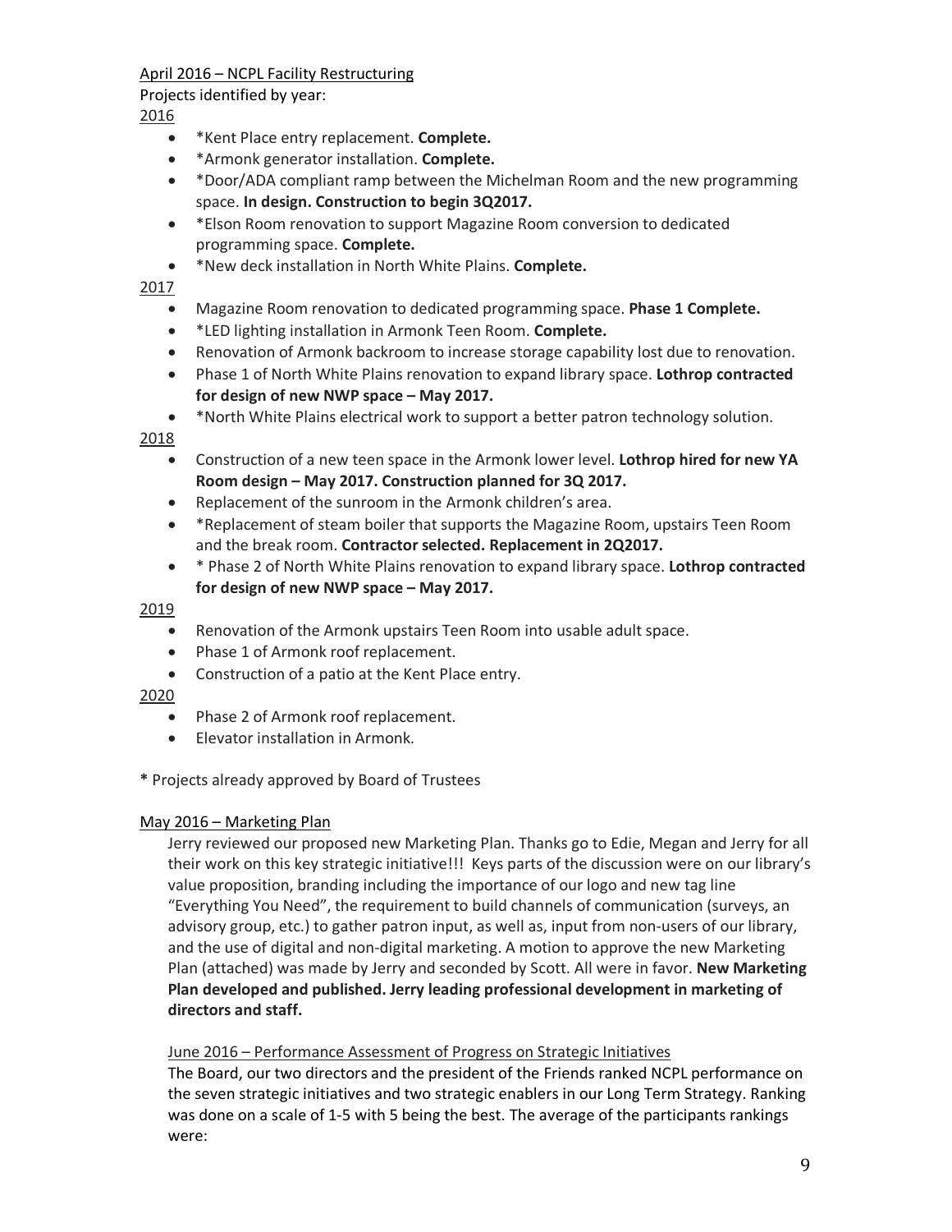<u>April 2016 – NCPL Facility Restructuring</u>

Projects identified by year:

<u>2016</u>

- *Kent Place entry replacement. **Complete.**
- *Armonk generator installation. **Complete.**
- *Door/ADA compliant ramp between the Michelman Room and the new programming space. **In design. Construction to begin 3Q2017.**
- *Elson Room renovation to support Magazine Room conversion to dedicated programming space. **Complete.**
- *New deck installation in North White Plains. **Complete.**

<u>2017</u>

- Magazine Room renovation to dedicated programming space. **Phase 1 Complete.**
- *LED lighting installation in Armonk Teen Room. **Complete.**
- Renovation of Armonk backroom to increase storage capability lost due to renovation.
- Phase 1 of North White Plains renovation to expand library space. **Lothrop contracted for design of new NWP space – May 2017.**
- *North White Plains electrical work to support a better patron technology solution.

<u>2018</u>

- Construction of a new teen space in the Armonk lower level. **Lothrop hired for new YA Room design – May 2017. Construction planned for 3Q 2017.**
- Replacement of the sunroom in the Armonk children's area.
- *Replacement of steam boiler that supports the Magazine Room, upstairs Teen Room and the break room. **Contractor selected. Replacement in 2Q2017.**
- * Phase 2 of North White Plains renovation to expand library space. **Lothrop contracted for design of new NWP space – May 2017.**

<u>2019</u>

- Renovation of the Armonk upstairs Teen Room into usable adult space.
- Phase 1 of Armonk roof replacement.
- Construction of a patio at the Kent Place entry.

<u>2020</u>

- Phase 2 of Armonk roof replacement.
- Elevator installation in Armonk.

**\*** Projects already approved by Board of Trustees

<u>May 2016 – Marketing Plan</u>

Jerry reviewed our proposed new Marketing Plan. Thanks go to Edie, Megan and Jerry for all their work on this key strategic initiative!!! Keys parts of the discussion were on our library's value proposition, branding including the importance of our logo and new tag line "Everything You Need", the requirement to build channels of communication (surveys, an advisory group, etc.) to gather patron input, as well as, input from non-users of our library, and the use of digital and non-digital marketing. A motion to approve the new Marketing Plan (attached) was made by Jerry and seconded by Scott. All were in favor. **New Marketing Plan developed and published. Jerry leading professional development in marketing of directors and staff.**

<u>June 2016 – Performance Assessment of Progress on Strategic Initiatives</u>

The Board, our two directors and the president of the Friends ranked NCPL performance on the seven strategic initiatives and two strategic enablers in our Long Term Strategy. Ranking was done on a scale of 1-5 with 5 being the best. The average of the participants rankings were: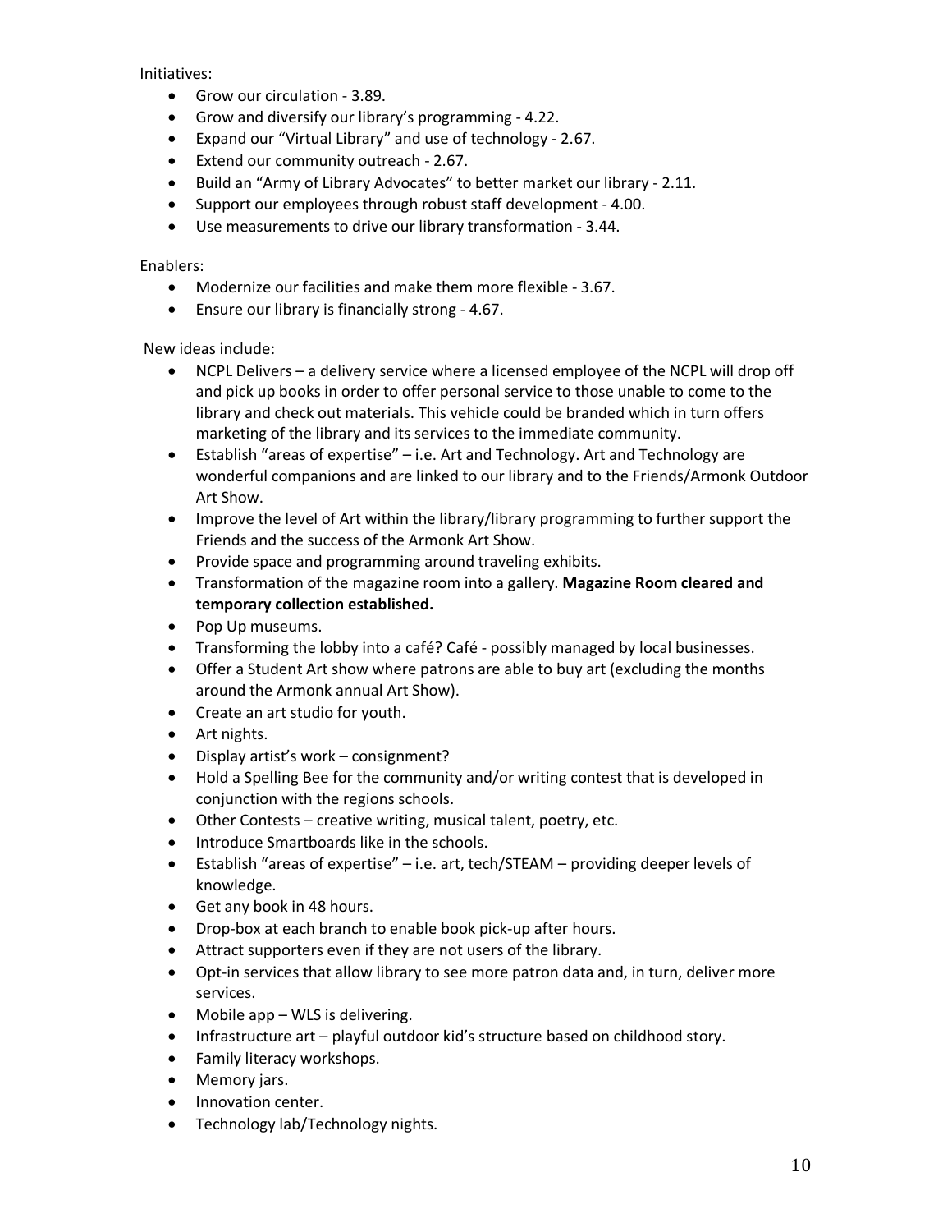Initiatives:

- Grow our circulation - 3.89.
- Grow and diversify our library's programming - 4.22.
- Expand our "Virtual Library" and use of technology - 2.67.
- Extend our community outreach - 2.67.
- Build an "Army of Library Advocates" to better market our library - 2.11.
- Support our employees through robust staff development - 4.00.
- Use measurements to drive our library transformation - 3.44.

Enablers:

- Modernize our facilities and make them more flexible - 3.67.
- Ensure our library is financially strong - 4.67.

New ideas include:

- NCPL Delivers – a delivery service where a licensed employee of the NCPL will drop off and pick up books in order to offer personal service to those unable to come to the library and check out materials. This vehicle could be branded which in turn offers marketing of the library and its services to the immediate community.
- Establish "areas of expertise" – i.e. Art and Technology. Art and Technology are wonderful companions and are linked to our library and to the Friends/Armonk Outdoor Art Show.
- Improve the level of Art within the library/library programming to further support the Friends and the success of the Armonk Art Show.
- Provide space and programming around traveling exhibits.
- Transformation of the magazine room into a gallery. **Magazine Room cleared and temporary collection established.**
- Pop Up museums.
- Transforming the lobby into a café? Café - possibly managed by local businesses.
- Offer a Student Art show where patrons are able to buy art (excluding the months around the Armonk annual Art Show).
- Create an art studio for youth.
- Art nights.
- Display artist's work – consignment?
- Hold a Spelling Bee for the community and/or writing contest that is developed in conjunction with the regions schools.
- Other Contests – creative writing, musical talent, poetry, etc.
- Introduce Smartboards like in the schools.
- Establish "areas of expertise" – i.e. art, tech/STEAM – providing deeper levels of knowledge.
- Get any book in 48 hours.
- Drop-box at each branch to enable book pick-up after hours.
- Attract supporters even if they are not users of the library.
- Opt-in services that allow library to see more patron data and, in turn, deliver more services.
- Mobile app – WLS is delivering.
- Infrastructure art – playful outdoor kid's structure based on childhood story.
- Family literacy workshops.
- Memory jars.
- Innovation center.
- Technology lab/Technology nights.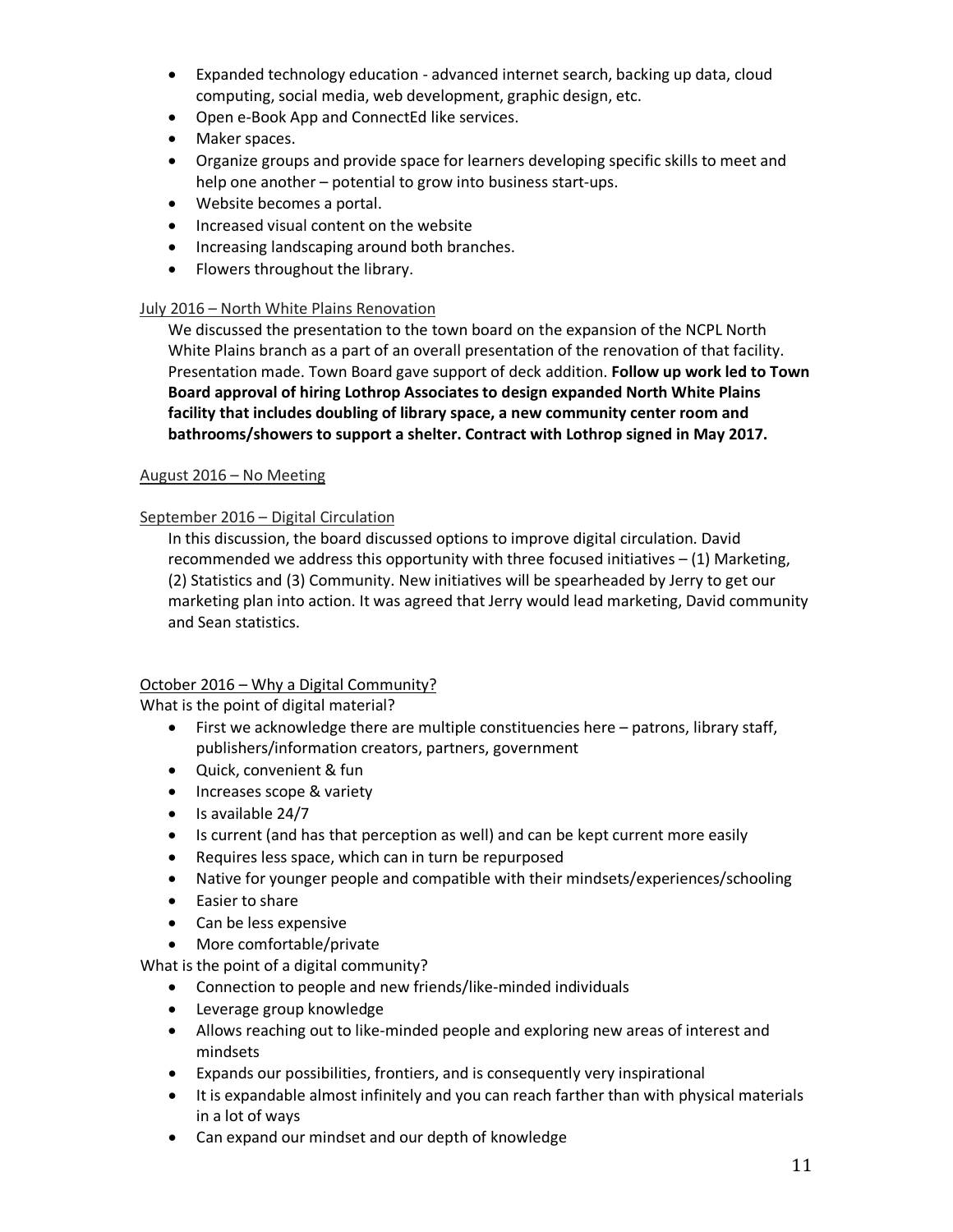- Expanded technology education - advanced internet search, backing up data, cloud computing, social media, web development, graphic design, etc.
- Open e-Book App and ConnectEd like services.
- Maker spaces.
- Organize groups and provide space for learners developing specific skills to meet and help one another – potential to grow into business start-ups.
- Website becomes a portal.
- Increased visual content on the website
- Increasing landscaping around both branches.
- Flowers throughout the library.

<u>July 2016 – North White Plains Renovation</u>

We discussed the presentation to the town board on the expansion of the NCPL North White Plains branch as a part of an overall presentation of the renovation of that facility. Presentation made. Town Board gave support of deck addition. **Follow up work led to Town Board approval of hiring Lothrop Associates to design expanded North White Plains facility that includes doubling of library space, a new community center room and bathrooms/showers to support a shelter. Contract with Lothrop signed in May 2017.**

<u>August 2016 – No Meeting</u>

<u>September 2016 – Digital Circulation</u>

In this discussion, the board discussed options to improve digital circulation. David recommended we address this opportunity with three focused initiatives – (1) Marketing, (2) Statistics and (3) Community. New initiatives will be spearheaded by Jerry to get our marketing plan into action. It was agreed that Jerry would lead marketing, David community and Sean statistics.

<u>October 2016 – Why a Digital Community?</u>

What is the point of digital material?

- First we acknowledge there are multiple constituencies here – patrons, library staff, publishers/information creators, partners, government
- Quick, convenient & fun
- Increases scope & variety
- Is available 24/7
- Is current (and has that perception as well) and can be kept current more easily
- Requires less space, which can in turn be repurposed
- Native for younger people and compatible with their mindsets/experiences/schooling
- Easier to share
- Can be less expensive
- More comfortable/private

What is the point of a digital community?

- Connection to people and new friends/like-minded individuals
- Leverage group knowledge
- Allows reaching out to like-minded people and exploring new areas of interest and mindsets
- Expands our possibilities, frontiers, and is consequently very inspirational
- It is expandable almost infinitely and you can reach farther than with physical materials in a lot of ways
- Can expand our mindset and our depth of knowledge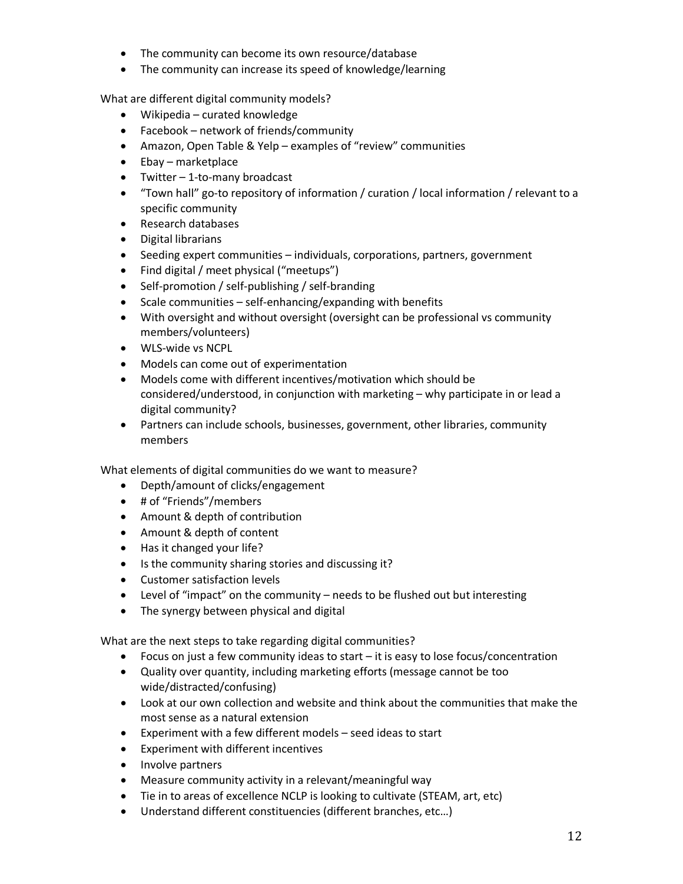- The community can become its own resource/database
- The community can increase its speed of knowledge/learning

What are different digital community models?

- Wikipedia – curated knowledge
- Facebook – network of friends/community
- Amazon, Open Table & Yelp – examples of "review" communities
- Ebay – marketplace
- Twitter – 1-to-many broadcast
- "Town hall" go-to repository of information / curation / local information / relevant to a specific community
- Research databases
- Digital librarians
- Seeding expert communities – individuals, corporations, partners, government
- Find digital / meet physical ("meetups")
- Self-promotion / self-publishing / self-branding
- Scale communities – self-enhancing/expanding with benefits
- With oversight and without oversight (oversight can be professional vs community members/volunteers)
- WLS-wide vs NCPL
- Models can come out of experimentation
- Models come with different incentives/motivation which should be considered/understood, in conjunction with marketing – why participate in or lead a digital community?
- Partners can include schools, businesses, government, other libraries, community members

What elements of digital communities do we want to measure?

- Depth/amount of clicks/engagement
- # of "Friends"/members
- Amount & depth of contribution
- Amount & depth of content
- Has it changed your life?
- Is the community sharing stories and discussing it?
- Customer satisfaction levels
- Level of "impact" on the community – needs to be flushed out but interesting
- The synergy between physical and digital

What are the next steps to take regarding digital communities?

- Focus on just a few community ideas to start – it is easy to lose focus/concentration
- Quality over quantity, including marketing efforts (message cannot be too wide/distracted/confusing)
- Look at our own collection and website and think about the communities that make the most sense as a natural extension
- Experiment with a few different models – seed ideas to start
- Experiment with different incentives
- Involve partners
- Measure community activity in a relevant/meaningful way
- Tie in to areas of excellence NCLP is looking to cultivate (STEAM, art, etc)
- Understand different constituencies (different branches, etc…)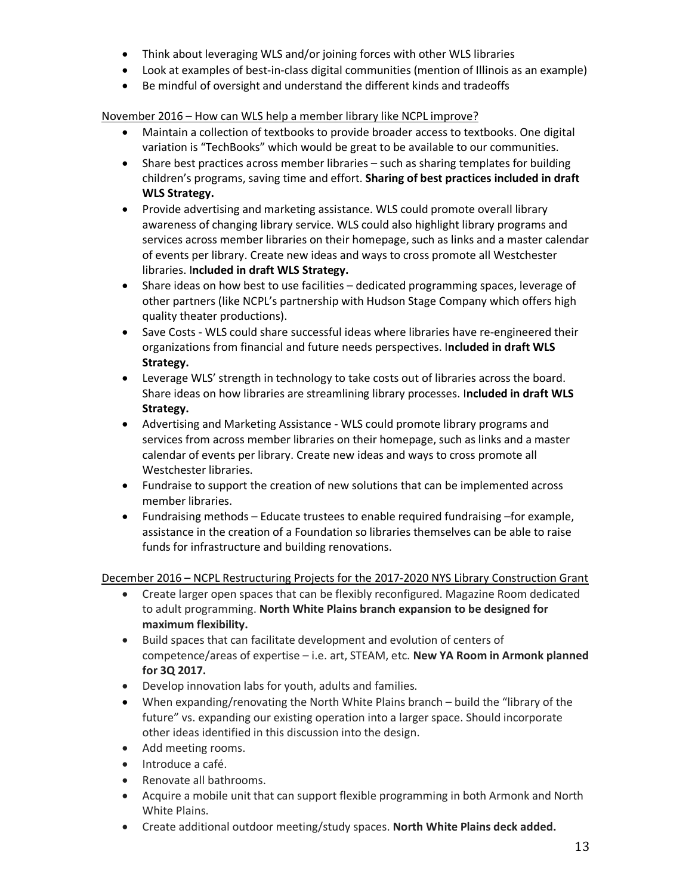- Think about leveraging WLS and/or joining forces with other WLS libraries
- Look at examples of best-in-class digital communities (mention of Illinois as an example)
- Be mindful of oversight and understand the different kinds and tradeoffs

<u>November 2016 – How can WLS help a member library like NCPL improve?</u>

- Maintain a collection of textbooks to provide broader access to textbooks. One digital variation is "TechBooks" which would be great to be available to our communities.
- Share best practices across member libraries – such as sharing templates for building children's programs, saving time and effort. **Sharing of best practices included in draft WLS Strategy.**
- Provide advertising and marketing assistance. WLS could promote overall library awareness of changing library service. WLS could also highlight library programs and services across member libraries on their homepage, such as links and a master calendar of events per library. Create new ideas and ways to cross promote all Westchester libraries. I**ncluded in draft WLS Strategy.**
- Share ideas on how best to use facilities – dedicated programming spaces, leverage of other partners (like NCPL's partnership with Hudson Stage Company which offers high quality theater productions).
- Save Costs - WLS could share successful ideas where libraries have re-engineered their organizations from financial and future needs perspectives. I**ncluded in draft WLS Strategy.**
- Leverage WLS' strength in technology to take costs out of libraries across the board. Share ideas on how libraries are streamlining library processes. I**ncluded in draft WLS Strategy.**
- Advertising and Marketing Assistance - WLS could promote library programs and services from across member libraries on their homepage, such as links and a master calendar of events per library. Create new ideas and ways to cross promote all Westchester libraries.
- Fundraise to support the creation of new solutions that can be implemented across member libraries.
- Fundraising methods – Educate trustees to enable required fundraising –for example, assistance in the creation of a Foundation so libraries themselves can be able to raise funds for infrastructure and building renovations.

<u>December 2016 – NCPL Restructuring Projects for the 2017-2020 NYS Library Construction Grant</u>

- Create larger open spaces that can be flexibly reconfigured. Magazine Room dedicated to adult programming. **North White Plains branch expansion to be designed for maximum flexibility.**
- Build spaces that can facilitate development and evolution of centers of competence/areas of expertise – i.e. art, STEAM, etc. **New YA Room in Armonk planned for 3Q 2017.**
- Develop innovation labs for youth, adults and families.
- When expanding/renovating the North White Plains branch – build the "library of the future" vs. expanding our existing operation into a larger space. Should incorporate other ideas identified in this discussion into the design.
- Add meeting rooms.
- Introduce a café.
- Renovate all bathrooms.
- Acquire a mobile unit that can support flexible programming in both Armonk and North White Plains.
- Create additional outdoor meeting/study spaces. **North White Plains deck added.**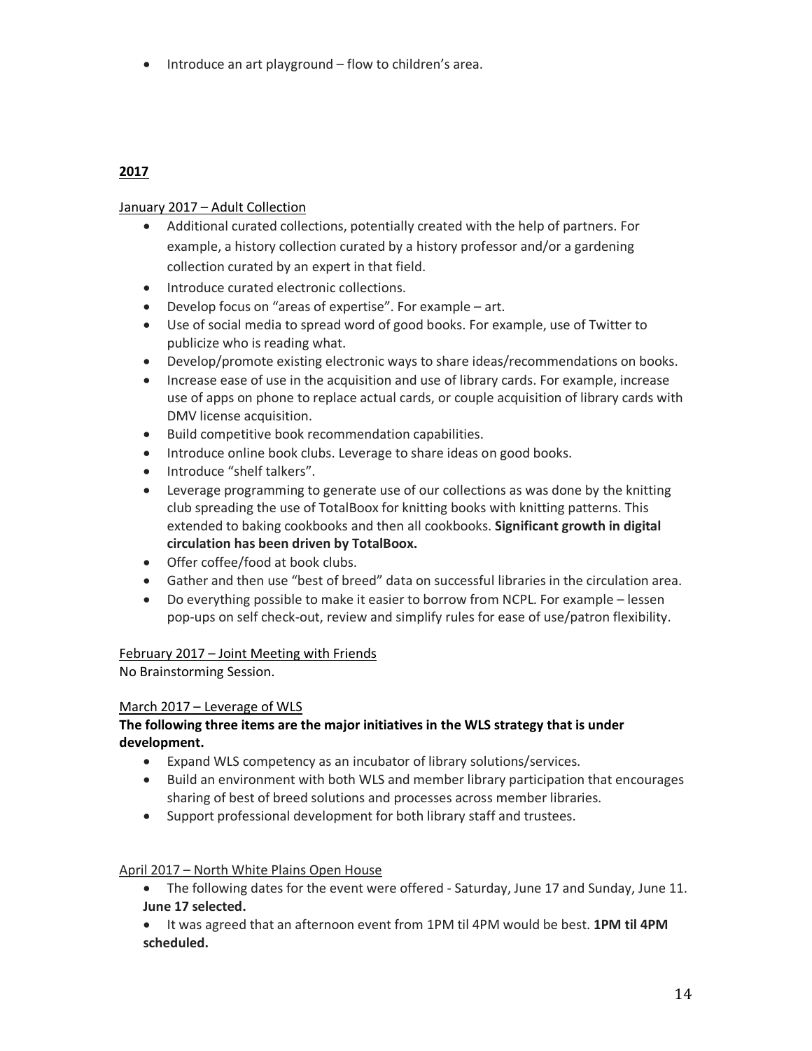- Introduce an art playground – flow to children's area.

## 2017

January 2017 – Adult Collection

- Additional curated collections, potentially created with the help of partners. For example, a history collection curated by a history professor and/or a gardening collection curated by an expert in that field.
- Introduce curated electronic collections.
- Develop focus on "areas of expertise". For example – art.
- Use of social media to spread word of good books. For example, use of Twitter to publicize who is reading what.
- Develop/promote existing electronic ways to share ideas/recommendations on books.
- Increase ease of use in the acquisition and use of library cards. For example, increase use of apps on phone to replace actual cards, or couple acquisition of library cards with DMV license acquisition.
- Build competitive book recommendation capabilities.
- Introduce online book clubs. Leverage to share ideas on good books.
- Introduce "shelf talkers".
- Leverage programming to generate use of our collections as was done by the knitting club spreading the use of TotalBoox for knitting books with knitting patterns. This extended to baking cookbooks and then all cookbooks. **Significant growth in digital circulation has been driven by TotalBoox.**
- Offer coffee/food at book clubs.
- Gather and then use "best of breed" data on successful libraries in the circulation area.
- Do everything possible to make it easier to borrow from NCPL. For example – lessen pop-ups on self check-out, review and simplify rules for ease of use/patron flexibility.

February 2017 – Joint Meeting with Friends

No Brainstorming Session.

March 2017 – Leverage of WLS

**The following three items are the major initiatives in the WLS strategy that is under development.**

- Expand WLS competency as an incubator of library solutions/services.
- Build an environment with both WLS and member library participation that encourages sharing of best of breed solutions and processes across member libraries.
- Support professional development for both library staff and trustees.

April 2017 – North White Plains Open House

- The following dates for the event were offered - Saturday, June 17 and Sunday, June 11. **June 17 selected.**
- It was agreed that an afternoon event from 1PM til 4PM would be best. **1PM til 4PM scheduled.**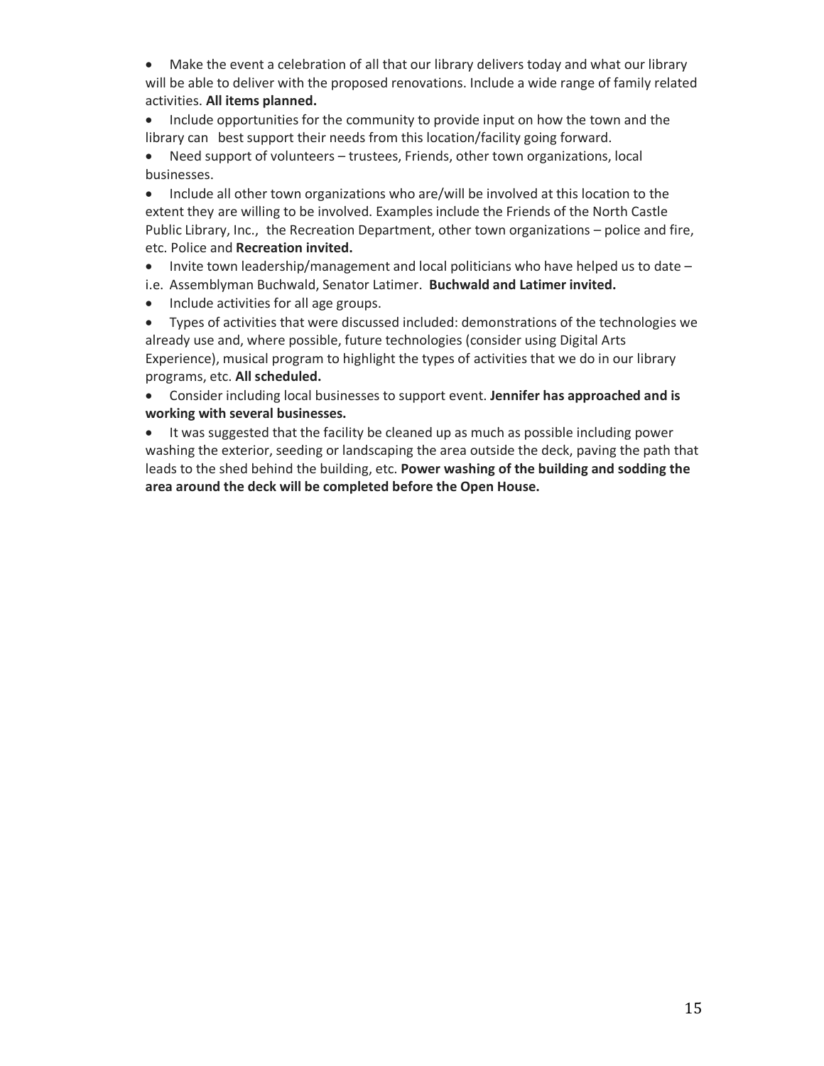- Make the event a celebration of all that our library delivers today and what our library will be able to deliver with the proposed renovations. Include a wide range of family related activities. **All items planned.**
- Include opportunities for the community to provide input on how the town and the library can best support their needs from this location/facility going forward.
- Need support of volunteers – trustees, Friends, other town organizations, local businesses.
- Include all other town organizations who are/will be involved at this location to the extent they are willing to be involved. Examples include the Friends of the North Castle Public Library, Inc., the Recreation Department, other town organizations – police and fire, etc. Police and **Recreation invited.**
- Invite town leadership/management and local politicians who have helped us to date – i.e. Assemblyman Buchwald, Senator Latimer. **Buchwald and Latimer invited.**
- Include activities for all age groups.
- Types of activities that were discussed included: demonstrations of the technologies we already use and, where possible, future technologies (consider using Digital Arts Experience), musical program to highlight the types of activities that we do in our library programs, etc. **All scheduled.**
- Consider including local businesses to support event. **Jennifer has approached and is working with several businesses.**
- It was suggested that the facility be cleaned up as much as possible including power washing the exterior, seeding or landscaping the area outside the deck, paving the path that leads to the shed behind the building, etc. **Power washing of the building and sodding the area around the deck will be completed before the Open House.**